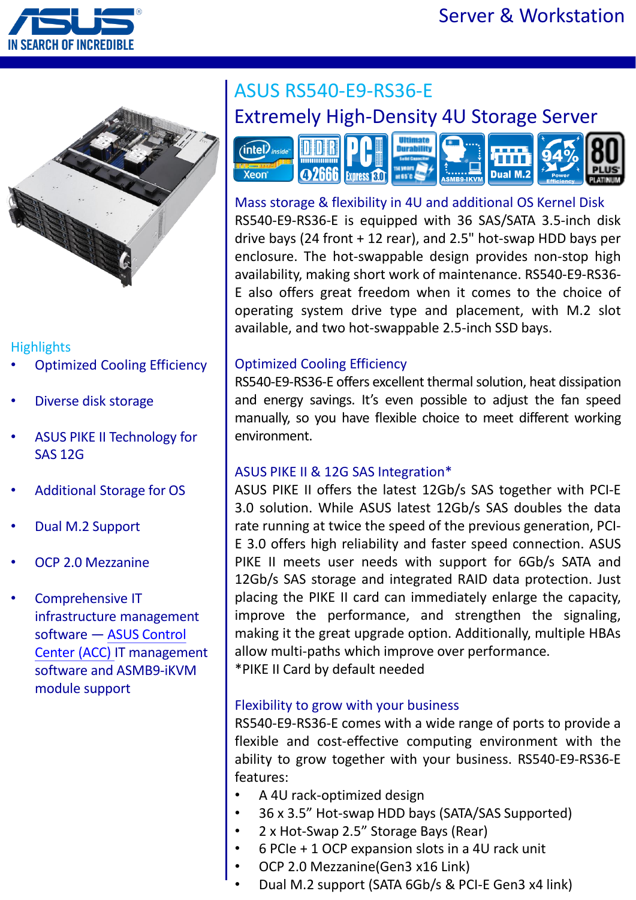# ASUS RS540-E9-RS36-E

## Extremely High-Density 4U Storage Server

### Highlights

- Optimized Cooling Efficiency
- Diverse disk storage
- ASUS PIKE II Technology for SAS 12G
- Additional Storage for OS
- Dual M.2 Support
- OCP 2.0 Mezzanine
- Comprehensive IT infrastructure management software — ASUS Control Center (ACC) IT management software and ASMB9-iKVM module support

### Mass storage & flexibility in 4U and additional OS Kernel Disk

RS540-E9-RS36-E is equipped with 36 SAS/SATA 3.5-inch disk drive bays (24 front + 12 rear), and 2.5" hot-swap HDD bays per enclosure. The hot-swappable design provides non-stop high availability, making short work of maintenance. RS540-E9-RS36-E also offers great freedom when it comes to the choice of operating system drive type and placement, with M.2 slot available, and two hot-swappable 2.5-inch SSD bays.

### Optimized Cooling Efficiency

RS540-E9-RS36-E offers excellent thermal solution, heat dissipation and energy savings. It's even possible to adjust the fan speed manually, so you have flexible choice to meet different working environment.

### ASUS PIKE II & 12G SAS Integration*

ASUS PIKE II offers the latest 12Gb/s SAS together with PCI-E 3.0 solution. While ASUS latest 12Gb/s SAS doubles the data rate running at twice the speed of the previous generation, PCI-E 3.0 offers high reliability and faster speed connection. ASUS PIKE II meets user needs with support for 6Gb/s SATA and 12Gb/s SAS storage and integrated RAID data protection. Just placing the PIKE II card can immediately enlarge the capacity, improve the performance, and strengthen the signaling, making it the great upgrade option. Additionally, multiple HBAs allow multi-paths which improve over performance.

*PIKE II Card by default needed

### Flexibility to grow with your business

RS540-E9-RS36-E comes with a wide range of ports to provide a flexible and cost-effective computing environment with the ability to grow together with your business. RS540-E9-RS36-E features:

- A 4U rack-optimized design
- 36 x 3.5" Hot-swap HDD bays (SATA/SAS Supported)
- 2 x Hot-Swap 2.5" Storage Bays (Rear)
- 6 PCIe + 1 OCP expansion slots in a 4U rack unit
- OCP 2.0 Mezzanine(Gen3 x16 Link)
- Dual M.2 support (SATA 6Gb/s & PCI-E Gen3 x4 link)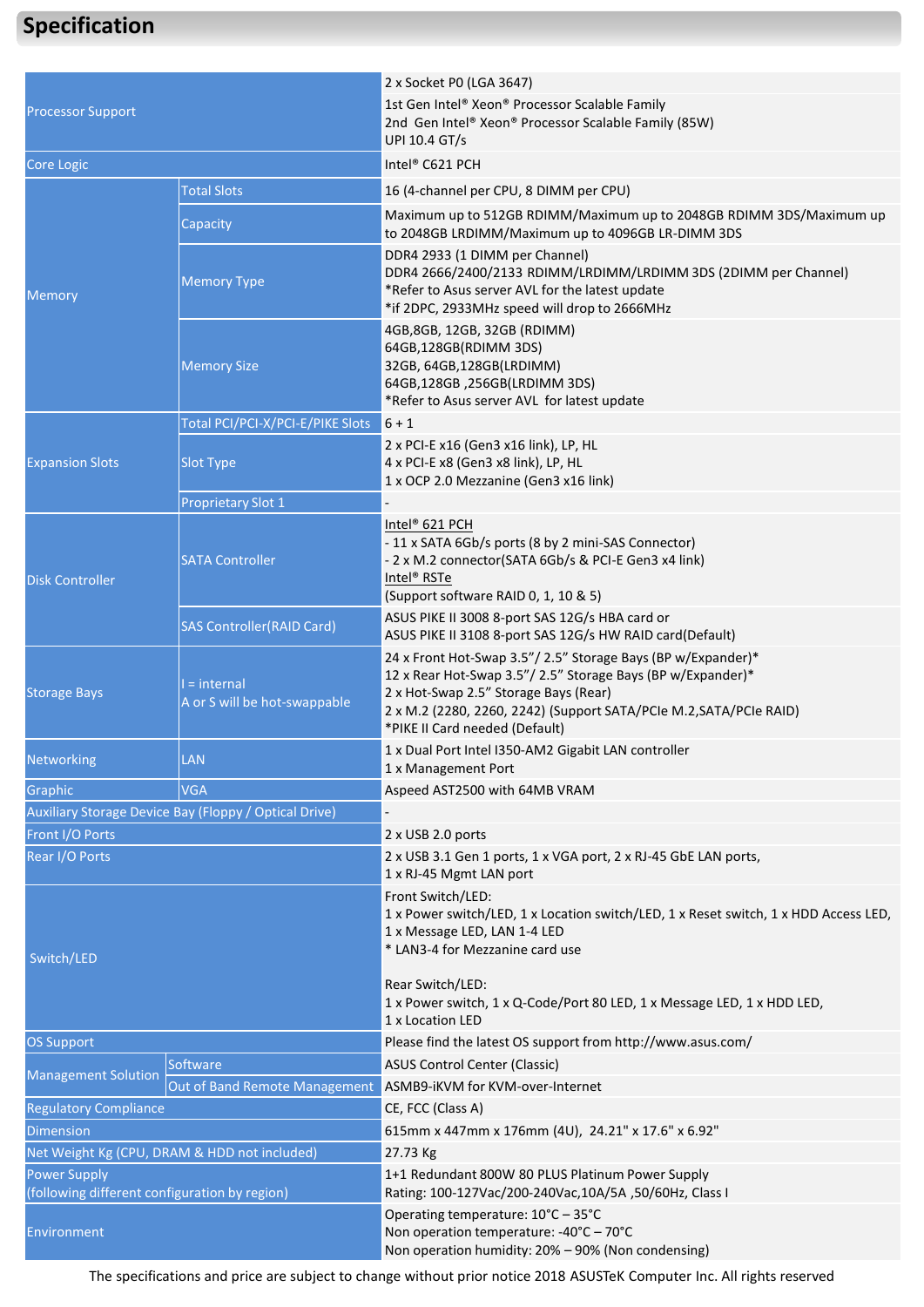## Specification

| | | |
|---|---|---|
| Processor Support | | 2 x Socket P0 (LGA 3647)<br>1st Gen Intel® Xeon® Processor Scalable Family<br>2nd Gen Intel® Xeon® Processor Scalable Family (85W)<br>UPI 10.4 GT/s |
| Core Logic | | Intel® C621 PCH |
| Memory | Total Slots | 16 (4-channel per CPU, 8 DIMM per CPU) |
| | Capacity | Maximum up to 512GB RDIMM/Maximum up to 2048GB RDIMM 3DS/Maximum up to 2048GB LRDIMM/Maximum up to 4096GB LR-DIMM 3DS |
| | Memory Type | DDR4 2933 (1 DIMM per Channel)<br>DDR4 2666/2400/2133 RDIMM/LRDIMM/LRDIMM 3DS (2DIMM per Channel)<br>*Refer to Asus server AVL for the latest update<br>*if 2DPC, 2933MHz speed will drop to 2666MHz |
| | Memory Size | 4GB,8GB, 12GB, 32GB (RDIMM)<br>64GB,128GB(RDIMM 3DS)<br>32GB, 64GB,128GB(LRDIMM)<br>64GB,128GB ,256GB(LRDIMM 3DS)<br>*Refer to Asus server AVL for latest update |
| Expansion Slots | Total PCI/PCI-X/PCI-E/PIKE Slots | 6 + 1 |
| | Slot Type | 2 x PCI-E x16 (Gen3 x16 link), LP, HL<br>4 x PCI-E x8 (Gen3 x8 link), LP, HL<br>1 x OCP 2.0 Mezzanine (Gen3 x16 link) |
| | Proprietary Slot 1 | - |
| Disk Controller | SATA Controller | Intel® 621 PCH<br>- 11 x SATA 6Gb/s ports (8 by 2 mini-SAS Connector)<br>- 2 x M.2 connector(SATA 6Gb/s & PCI-E Gen3 x4 link)<br>Intel® RSTe<br>(Support software RAID 0, 1, 10 & 5) |
| | SAS Controller(RAID Card) | ASUS PIKE II 3008 8-port SAS 12G/s HBA card or<br>ASUS PIKE II 3108 8-port SAS 12G/s HW RAID card(Default) |
| Storage Bays | I = internal<br>A or S will be hot-swappable | 24 x Front Hot-Swap 3.5"/ 2.5" Storage Bays (BP w/Expander)*<br>12 x Rear Hot-Swap 3.5"/ 2.5" Storage Bays (BP w/Expander)*<br>2 x Hot-Swap 2.5" Storage Bays (Rear)<br>2 x M.2 (2280, 2260, 2242) (Support SATA/PCIe M.2,SATA/PCIe RAID)<br>*PIKE II Card needed (Default) |
| Networking | LAN | 1 x Dual Port Intel I350-AM2 Gigabit LAN controller<br>1 x Management Port |
| Graphic | VGA | Aspeed AST2500 with 64MB VRAM |
| Auxiliary Storage Device Bay (Floppy / Optical Drive) | | - |
| Front I/O Ports | | 2 x USB 2.0 ports |
| Rear I/O Ports | | 2 x USB 3.1 Gen 1 ports, 1 x VGA port, 2 x RJ-45 GbE LAN ports,<br>1 x RJ-45 Mgmt LAN port |
| Switch/LED | | Front Switch/LED:<br>1 x Power switch/LED, 1 x Location switch/LED, 1 x Reset switch, 1 x HDD Access LED,<br>1 x Message LED, LAN 1-4 LED<br>* LAN3-4 for Mezzanine card use<br><br>Rear Switch/LED:<br>1 x Power switch, 1 x Q-Code/Port 80 LED, 1 x Message LED, 1 x HDD LED,<br>1 x Location LED |
| OS Support | | Please find the latest OS support from http://www.asus.com/ |
| Management Solution | Software | ASUS Control Center (Classic) |
| | Out of Band Remote Management | ASMB9-iKVM for KVM-over-Internet |
| Regulatory Compliance | | CE, FCC (Class A) |
| Dimension | | 615mm x 447mm x 176mm (4U), 24.21" x 17.6" x 6.92" |
| Net Weight Kg (CPU, DRAM & HDD not included) | | 27.73 Kg |
| Power Supply<br>(following different configuration by region) | | 1+1 Redundant 800W 80 PLUS Platinum Power Supply<br>Rating: 100-127Vac/200-240Vac,10A/5A ,50/60Hz, Class I |
| Environment | | Operating temperature: 10°C – 35°C<br>Non operation temperature: -40°C – 70°C<br>Non operation humidity: 20% – 90% (Non condensing) |

The specifications and price are subject to change without prior notice 2018 ASUSTeK Computer Inc. All rights reserved